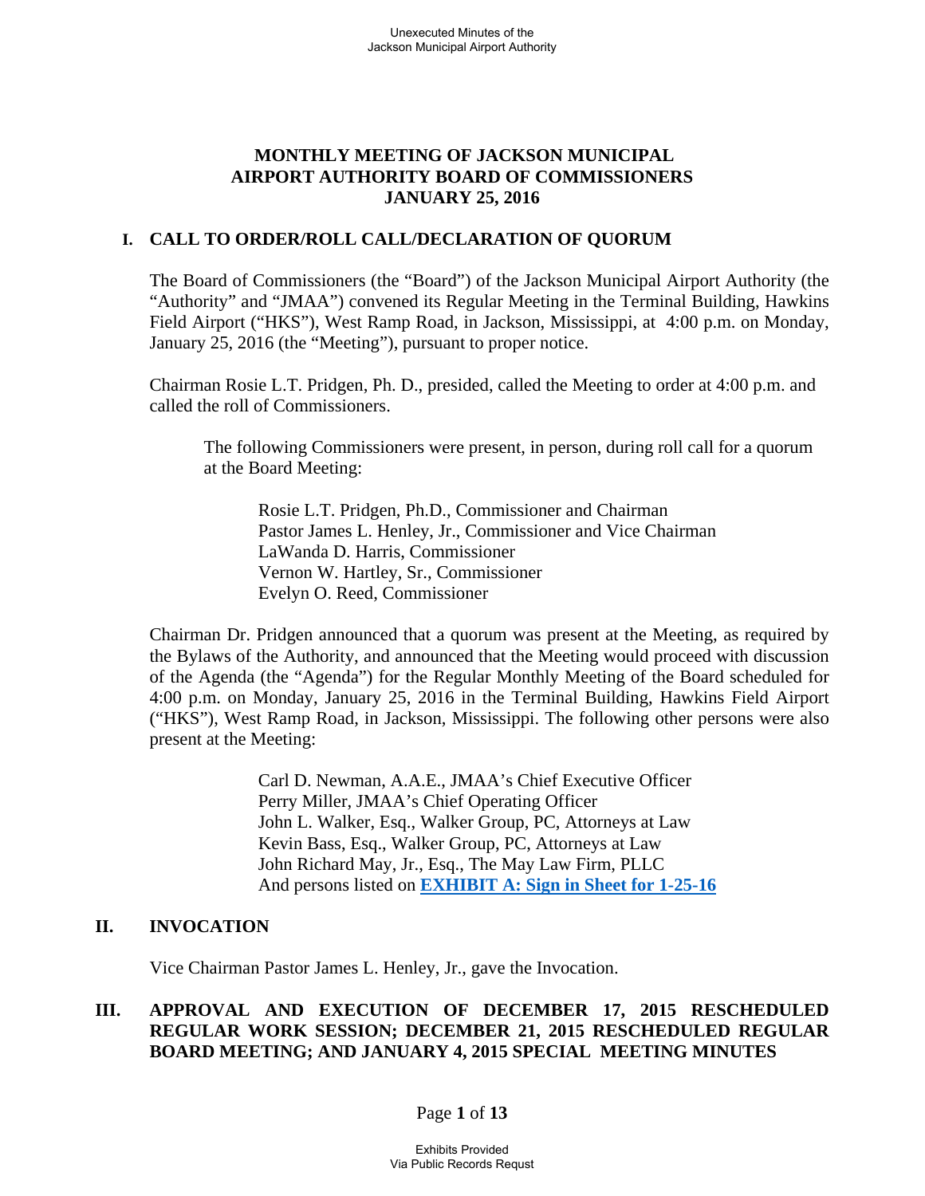# MONTHLY MEETING OF JACKSON MUNICIPAL AIRPORT AUTHORITY BOARD OF COMMISSIONERS JANUARY 25, 2016

## I. CALL TO ORDER/ROLL CALL/DECLARATION OF QUORUM

The Board of Commissioners (the "Board") of the Jackson Municipal Airport Authority (the "Authority" and "JMAA") convened its Regular Meeting in the Terminal Building, Hawkins Field Airport ("HKS"), West Ramp Road, in Jackson, Mississippi, at 4:00 p.m. on Monday, January 25, 2016 (the "Meeting"), pursuant to proper notice.

Chairman Rosie L.T. Pridgen, Ph. D., presided, called the Meeting to order at 4:00 p.m. and called the roll of Commissioners.

The following Commissioners were present, in person, during roll call for a quorum at the Board Meeting:

Rosie L.T. Pridgen, Ph.D., Commissioner and Chairman
Pastor James L. Henley, Jr., Commissioner and Vice Chairman
LaWanda D. Harris, Commissioner
Vernon W. Hartley, Sr., Commissioner
Evelyn O. Reed, Commissioner

Chairman Dr. Pridgen announced that a quorum was present at the Meeting, as required by the Bylaws of the Authority, and announced that the Meeting would proceed with discussion of the Agenda (the "Agenda") for the Regular Monthly Meeting of the Board scheduled for 4:00 p.m. on Monday, January 25, 2016 in the Terminal Building, Hawkins Field Airport ("HKS"), West Ramp Road, in Jackson, Mississippi. The following other persons were also present at the Meeting:

Carl D. Newman, A.A.E., JMAA's Chief Executive Officer
Perry Miller, JMAA's Chief Operating Officer
John L. Walker, Esq., Walker Group, PC, Attorneys at Law
Kevin Bass, Esq., Walker Group, PC, Attorneys at Law
John Richard May, Jr., Esq., The May Law Firm, PLLC
And persons listed on **EXHIBIT A: Sign in Sheet for 1-25-16**

## II. INVOCATION

Vice Chairman Pastor James L. Henley, Jr., gave the Invocation.

## III. APPROVAL AND EXECUTION OF DECEMBER 17, 2015 RESCHEDULED REGULAR WORK SESSION; DECEMBER 21, 2015 RESCHEDULED REGULAR BOARD MEETING; AND JANUARY 4, 2015 SPECIAL MEETING MINUTES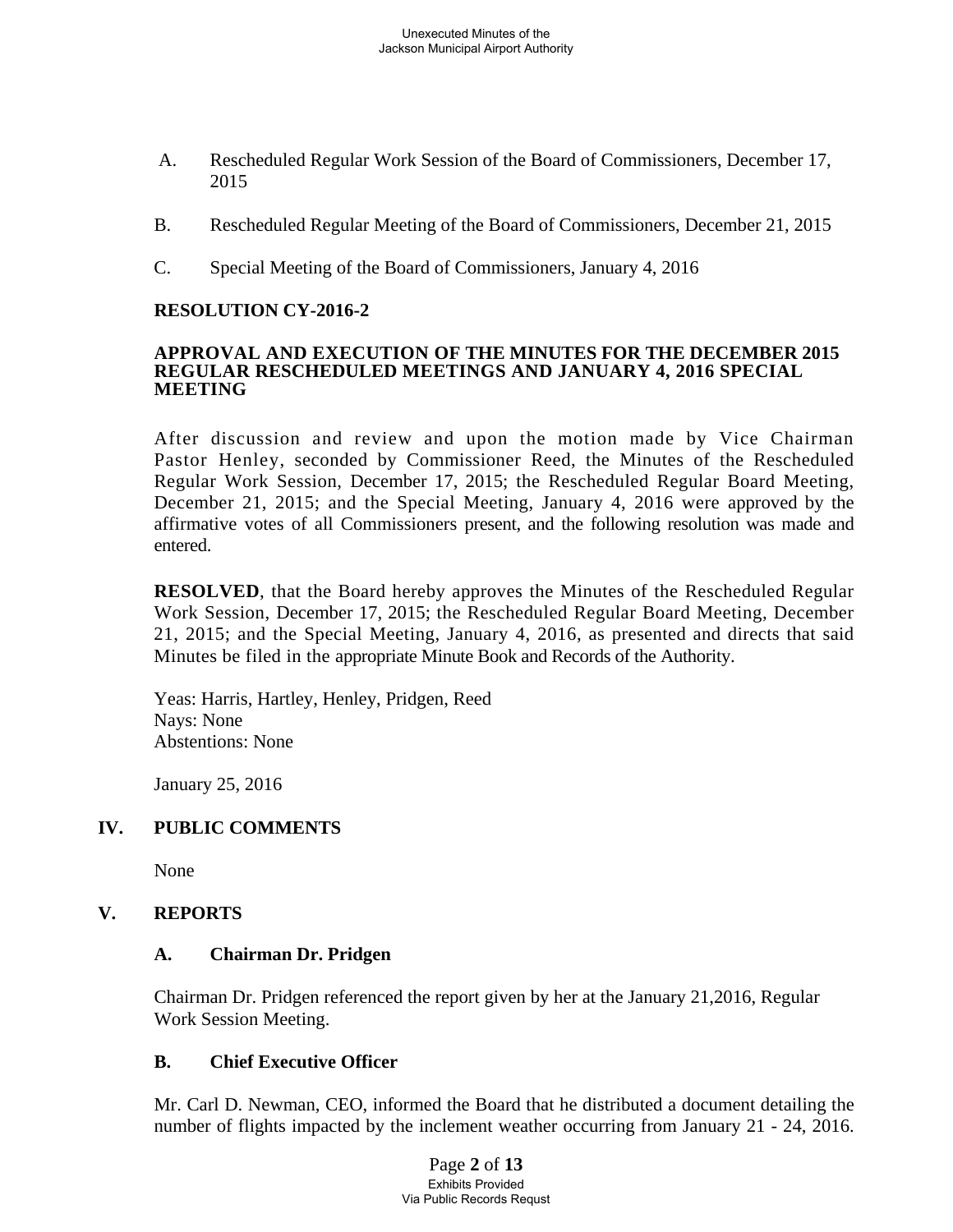A. Rescheduled Regular Work Session of the Board of Commissioners, December 17, 2015

B. Rescheduled Regular Meeting of the Board of Commissioners, December 21, 2015

C. Special Meeting of the Board of Commissioners, January 4, 2016

**RESOLUTION CY-2016-2**

**APPROVAL AND EXECUTION OF THE MINUTES FOR THE DECEMBER 2015 REGULAR RESCHEDULED MEETINGS AND JANUARY 4, 2016 SPECIAL MEETING**

After discussion and review and upon the motion made by Vice Chairman Pastor Henley, seconded by Commissioner Reed, the Minutes of the Rescheduled Regular Work Session, December 17, 2015; the Rescheduled Regular Board Meeting, December 21, 2015; and the Special Meeting, January 4, 2016 were approved by the affirmative votes of all Commissioners present, and the following resolution was made and entered.

**RESOLVED**, that the Board hereby approves the Minutes of the Rescheduled Regular Work Session, December 17, 2015; the Rescheduled Regular Board Meeting, December 21, 2015; and the Special Meeting, January 4, 2016, as presented and directs that said Minutes be filed in the appropriate Minute Book and Records of the Authority.

Yeas: Harris, Hartley, Henley, Pridgen, Reed
Nays: None
Abstentions: None

January 25, 2016

## IV. PUBLIC COMMENTS

None

## V. REPORTS

### A. Chairman Dr. Pridgen

Chairman Dr. Pridgen referenced the report given by her at the January 21,2016, Regular Work Session Meeting.

### B. Chief Executive Officer

Mr. Carl D. Newman, CEO, informed the Board that he distributed a document detailing the number of flights impacted by the inclement weather occurring from January 21 - 24, 2016.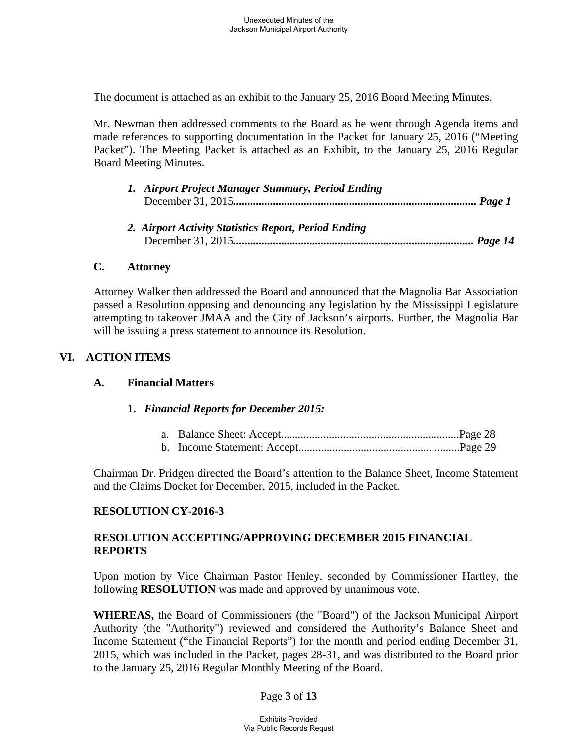The document is attached as an exhibit to the January 25, 2016 Board Meeting Minutes.

Mr. Newman then addressed comments to the Board as he went through Agenda items and made references to supporting documentation in the Packet for January 25, 2016 ("Meeting Packet"). The Meeting Packet is attached as an Exhibit, to the January 25, 2016 Regular Board Meeting Minutes.

1. ***Airport Project Manager Summary, Period Ending*** December 31, 2015**.................................................................................... *Page 1***

2. ***Airport Activity Statistics Report, Period Ending*** December 31, 2015**.................................................................................... *Page 14***

### C. Attorney

Attorney Walker then addressed the Board and announced that the Magnolia Bar Association passed a Resolution opposing and denouncing any legislation by the Mississippi Legislature attempting to takeover JMAA and the City of Jackson's airports. Further, the Magnolia Bar will be issuing a press statement to announce its Resolution.

## VI. ACTION ITEMS

### A. Financial Matters

1. ***Financial Reports for December 2015:***

   a. Balance Sheet: Accept..............................................................Page 28
   b. Income Statement: Accept........................................................Page 29

Chairman Dr. Pridgen directed the Board's attention to the Balance Sheet, Income Statement and the Claims Docket for December, 2015, included in the Packet.

**RESOLUTION CY-2016-3**

**RESOLUTION ACCEPTING/APPROVING DECEMBER 2015 FINANCIAL REPORTS**

Upon motion by Vice Chairman Pastor Henley, seconded by Commissioner Hartley, the following **RESOLUTION** was made and approved by unanimous vote.

**WHEREAS,** the Board of Commissioners (the "Board") of the Jackson Municipal Airport Authority (the "Authority") reviewed and considered the Authority's Balance Sheet and Income Statement ("the Financial Reports") for the month and period ending December 31, 2015, which was included in the Packet, pages 28-31, and was distributed to the Board prior to the January 25, 2016 Regular Monthly Meeting of the Board.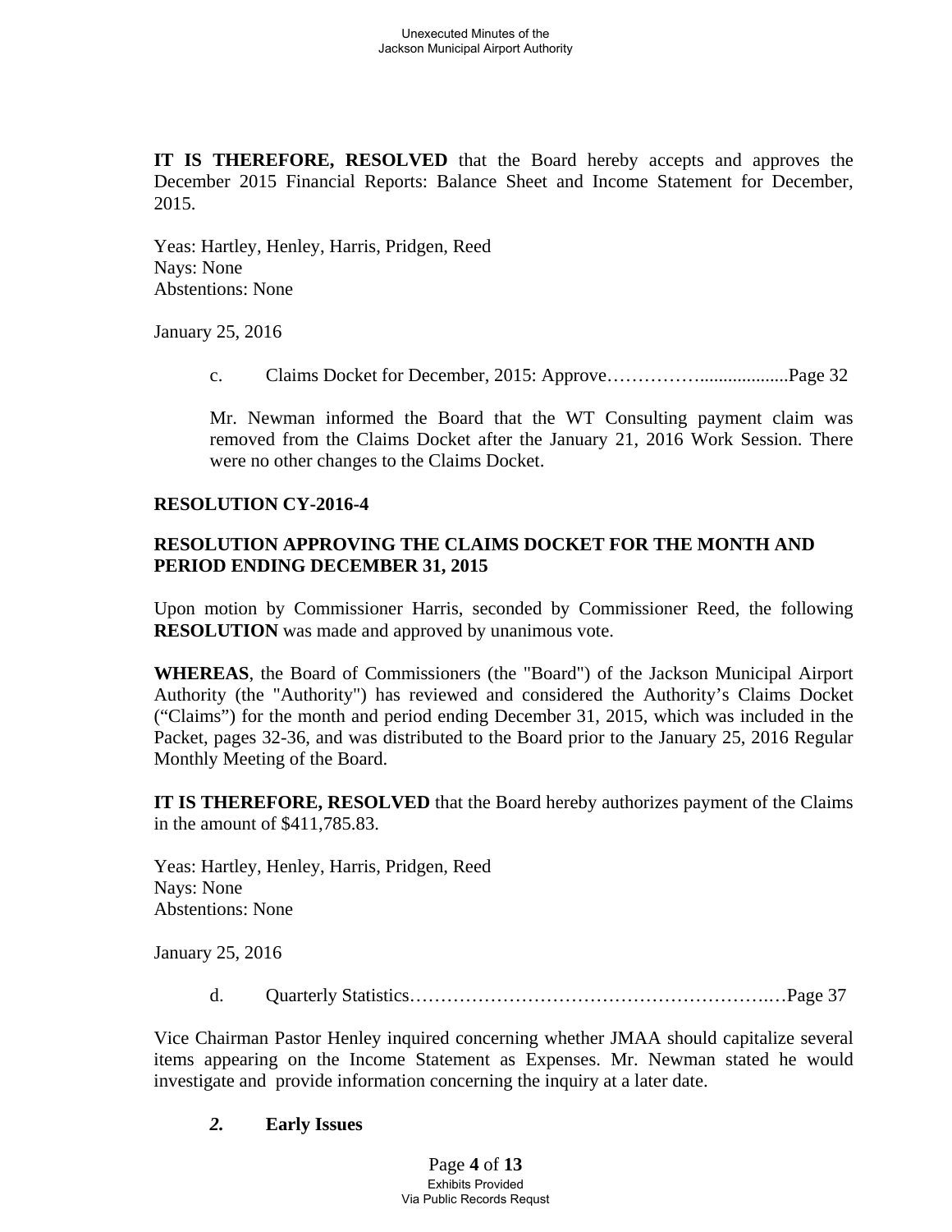**IT IS THEREFORE, RESOLVED** that the Board hereby accepts and approves the December 2015 Financial Reports: Balance Sheet and Income Statement for December, 2015.

Yeas: Hartley, Henley, Harris, Pridgen, Reed
Nays: None
Abstentions: None

January 25, 2016

c. Claims Docket for December, 2015: Approve……………..................Page 32

Mr. Newman informed the Board that the WT Consulting payment claim was removed from the Claims Docket after the January 21, 2016 Work Session. There were no other changes to the Claims Docket.

**RESOLUTION CY-2016-4**

**RESOLUTION APPROVING THE CLAIMS DOCKET FOR THE MONTH AND PERIOD ENDING DECEMBER 31, 2015**

Upon motion by Commissioner Harris, seconded by Commissioner Reed, the following **RESOLUTION** was made and approved by unanimous vote.

**WHEREAS**, the Board of Commissioners (the "Board") of the Jackson Municipal Airport Authority (the "Authority") has reviewed and considered the Authority's Claims Docket ("Claims") for the month and period ending December 31, 2015, which was included in the Packet, pages 32-36, and was distributed to the Board prior to the January 25, 2016 Regular Monthly Meeting of the Board.

**IT IS THEREFORE, RESOLVED** that the Board hereby authorizes payment of the Claims in the amount of $411,785.83.

Yeas: Hartley, Henley, Harris, Pridgen, Reed
Nays: None
Abstentions: None

January 25, 2016

d. Quarterly Statistics…………………………………………………..…Page 37

Vice Chairman Pastor Henley inquired concerning whether JMAA should capitalize several items appearing on the Income Statement as Expenses. Mr. Newman stated he would investigate and provide information concerning the inquiry at a later date.

***2.*** **Early Issues**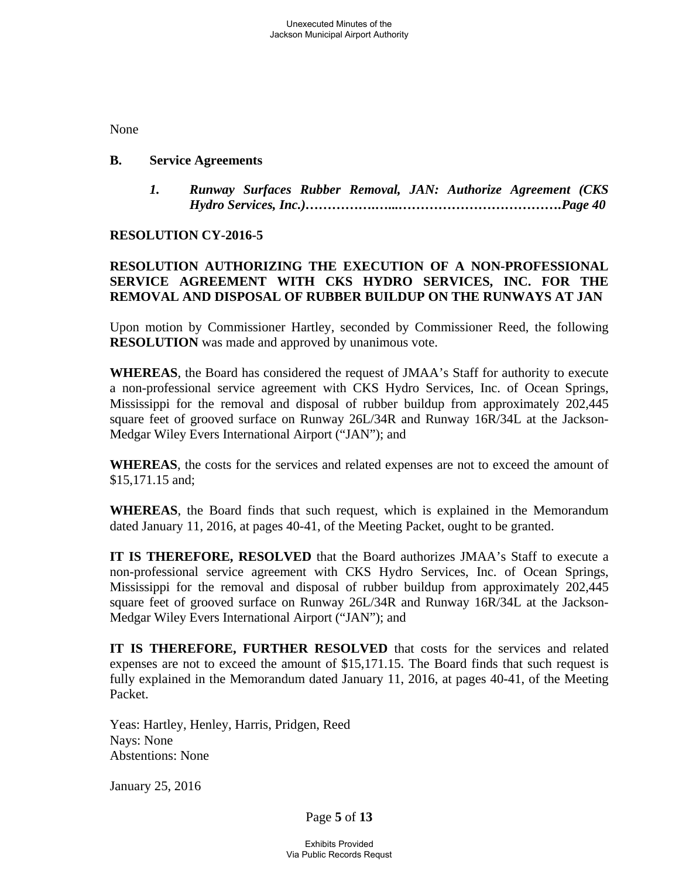None

**B. Service Agreements**

***1. Runway Surfaces Rubber Removal, JAN: Authorize Agreement (CKS Hydro Services, Inc.)……………….…...………………………………Page 40***

**RESOLUTION CY-2016-5**

**RESOLUTION AUTHORIZING THE EXECUTION OF A NON-PROFESSIONAL SERVICE AGREEMENT WITH CKS HYDRO SERVICES, INC. FOR THE REMOVAL AND DISPOSAL OF RUBBER BUILDUP ON THE RUNWAYS AT JAN**

Upon motion by Commissioner Hartley, seconded by Commissioner Reed, the following **RESOLUTION** was made and approved by unanimous vote.

**WHEREAS**, the Board has considered the request of JMAA's Staff for authority to execute a non-professional service agreement with CKS Hydro Services, Inc. of Ocean Springs, Mississippi for the removal and disposal of rubber buildup from approximately 202,445 square feet of grooved surface on Runway 26L/34R and Runway 16R/34L at the Jackson-Medgar Wiley Evers International Airport ("JAN"); and

**WHEREAS**, the costs for the services and related expenses are not to exceed the amount of $15,171.15 and;

**WHEREAS**, the Board finds that such request, which is explained in the Memorandum dated January 11, 2016, at pages 40-41, of the Meeting Packet, ought to be granted.

**IT IS THEREFORE, RESOLVED** that the Board authorizes JMAA's Staff to execute a non-professional service agreement with CKS Hydro Services, Inc. of Ocean Springs, Mississippi for the removal and disposal of rubber buildup from approximately 202,445 square feet of grooved surface on Runway 26L/34R and Runway 16R/34L at the Jackson-Medgar Wiley Evers International Airport ("JAN"); and

**IT IS THEREFORE, FURTHER RESOLVED** that costs for the services and related expenses are not to exceed the amount of $15,171.15. The Board finds that such request is fully explained in the Memorandum dated January 11, 2016, at pages 40-41, of the Meeting Packet.

Yeas: Hartley, Henley, Harris, Pridgen, Reed
Nays: None
Abstentions: None

January 25, 2016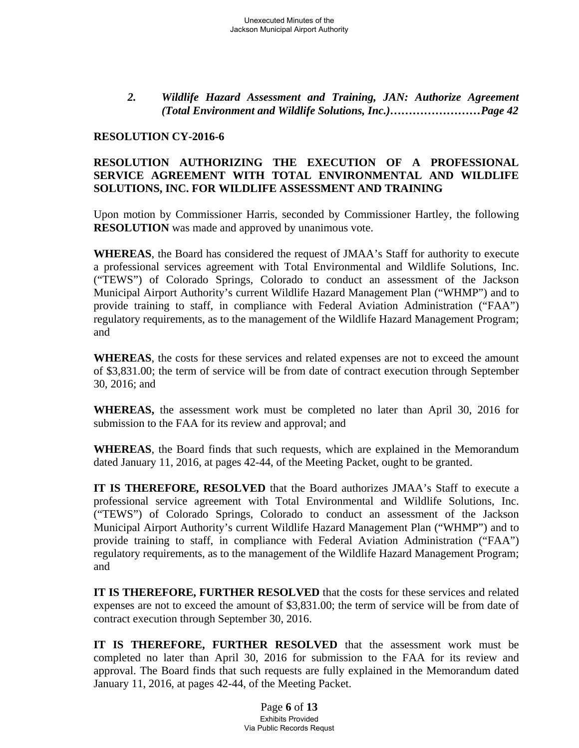*2. Wildlife Hazard Assessment and Training, JAN: Authorize Agreement (Total Environment and Wildlife Solutions, Inc.)……………………Page 42*

**RESOLUTION CY-2016-6**

**RESOLUTION AUTHORIZING THE EXECUTION OF A PROFESSIONAL SERVICE AGREEMENT WITH TOTAL ENVIRONMENTAL AND WILDLIFE SOLUTIONS, INC. FOR WILDLIFE ASSESSMENT AND TRAINING**

Upon motion by Commissioner Harris, seconded by Commissioner Hartley, the following **RESOLUTION** was made and approved by unanimous vote.

**WHEREAS**, the Board has considered the request of JMAA's Staff for authority to execute a professional services agreement with Total Environmental and Wildlife Solutions, Inc. ("TEWS") of Colorado Springs, Colorado to conduct an assessment of the Jackson Municipal Airport Authority's current Wildlife Hazard Management Plan ("WHMP") and to provide training to staff, in compliance with Federal Aviation Administration ("FAA") regulatory requirements, as to the management of the Wildlife Hazard Management Program; and

**WHEREAS**, the costs for these services and related expenses are not to exceed the amount of $3,831.00; the term of service will be from date of contract execution through September 30, 2016; and

**WHEREAS,** the assessment work must be completed no later than April 30, 2016 for submission to the FAA for its review and approval; and

**WHEREAS**, the Board finds that such requests, which are explained in the Memorandum dated January 11, 2016, at pages 42-44, of the Meeting Packet, ought to be granted.

**IT IS THEREFORE, RESOLVED** that the Board authorizes JMAA's Staff to execute a professional service agreement with Total Environmental and Wildlife Solutions, Inc. ("TEWS") of Colorado Springs, Colorado to conduct an assessment of the Jackson Municipal Airport Authority's current Wildlife Hazard Management Plan ("WHMP") and to provide training to staff, in compliance with Federal Aviation Administration ("FAA") regulatory requirements, as to the management of the Wildlife Hazard Management Program; and

**IT IS THEREFORE, FURTHER RESOLVED** that the costs for these services and related expenses are not to exceed the amount of $3,831.00; the term of service will be from date of contract execution through September 30, 2016.

**IT IS THEREFORE, FURTHER RESOLVED** that the assessment work must be completed no later than April 30, 2016 for submission to the FAA for its review and approval. The Board finds that such requests are fully explained in the Memorandum dated January 11, 2016, at pages 42-44, of the Meeting Packet.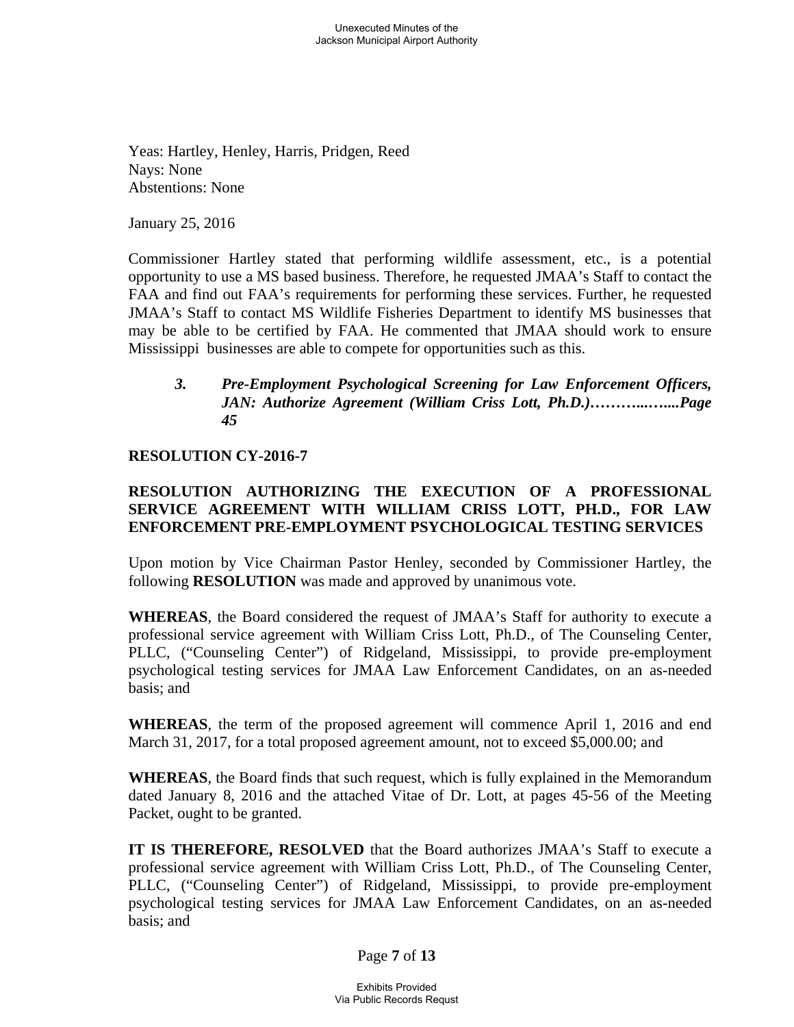Yeas: Hartley, Henley, Harris, Pridgen, Reed
Nays: None
Abstentions: None

January 25, 2016

Commissioner Hartley stated that performing wildlife assessment, etc., is a potential opportunity to use a MS based business. Therefore, he requested JMAA's Staff to contact the FAA and find out FAA's requirements for performing these services. Further, he requested JMAA's Staff to contact MS Wildlife Fisheries Department to identify MS businesses that may be able to be certified by FAA. He commented that JMAA should work to ensure Mississippi businesses are able to compete for opportunities such as this.

> ***3. Pre-Employment Psychological Screening for Law Enforcement Officers, JAN: Authorize Agreement (William Criss Lott, Ph.D.)………..…....Page 45***

**RESOLUTION CY-2016-7**

**RESOLUTION AUTHORIZING THE EXECUTION OF A PROFESSIONAL SERVICE AGREEMENT WITH WILLIAM CRISS LOTT, PH.D., FOR LAW ENFORCEMENT PRE-EMPLOYMENT PSYCHOLOGICAL TESTING SERVICES**

Upon motion by Vice Chairman Pastor Henley, seconded by Commissioner Hartley, the following **RESOLUTION** was made and approved by unanimous vote.

**WHEREAS**, the Board considered the request of JMAA's Staff for authority to execute a professional service agreement with William Criss Lott, Ph.D., of The Counseling Center, PLLC, ("Counseling Center") of Ridgeland, Mississippi, to provide pre-employment psychological testing services for JMAA Law Enforcement Candidates, on an as-needed basis; and

**WHEREAS**, the term of the proposed agreement will commence April 1, 2016 and end March 31, 2017, for a total proposed agreement amount, not to exceed $5,000.00; and

**WHEREAS**, the Board finds that such request, which is fully explained in the Memorandum dated January 8, 2016 and the attached Vitae of Dr. Lott, at pages 45-56 of the Meeting Packet, ought to be granted.

**IT IS THEREFORE, RESOLVED** that the Board authorizes JMAA's Staff to execute a professional service agreement with William Criss Lott, Ph.D., of The Counseling Center, PLLC, ("Counseling Center") of Ridgeland, Mississippi, to provide pre-employment psychological testing services for JMAA Law Enforcement Candidates, on an as-needed basis; and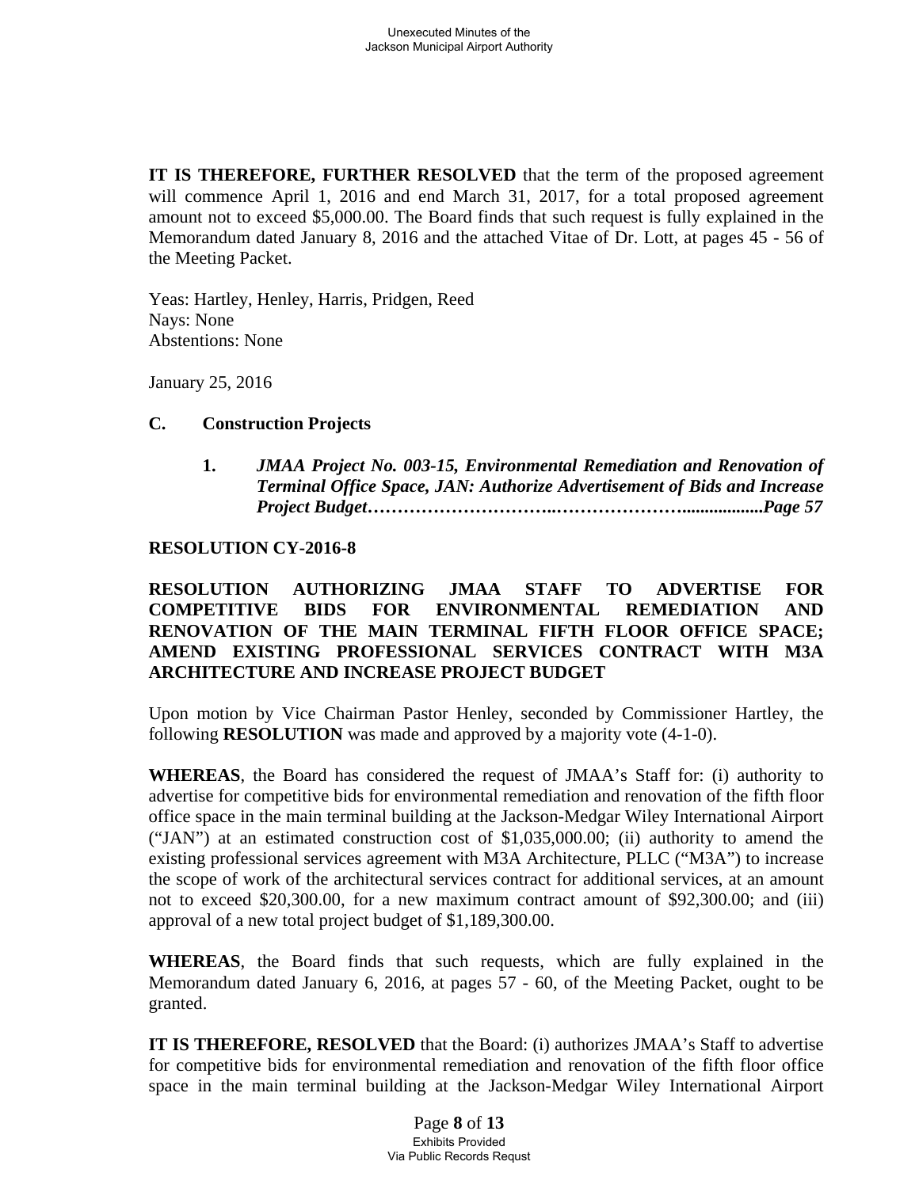**IT IS THEREFORE, FURTHER RESOLVED** that the term of the proposed agreement will commence April 1, 2016 and end March 31, 2017, for a total proposed agreement amount not to exceed $5,000.00. The Board finds that such request is fully explained in the Memorandum dated January 8, 2016 and the attached Vitae of Dr. Lott, at pages 45 - 56 of the Meeting Packet.

Yeas: Hartley, Henley, Harris, Pridgen, Reed
Nays: None
Abstentions: None

January 25, 2016

**C. Construction Projects**

1. ***JMAA Project No. 003-15, Environmental Remediation and Renovation of Terminal Office Space, JAN: Authorize Advertisement of Bids and Increase Project Budget…………………………..…………………..................Page 57***

**RESOLUTION CY-2016-8**

**RESOLUTION AUTHORIZING JMAA STAFF TO ADVERTISE FOR COMPETITIVE BIDS FOR ENVIRONMENTAL REMEDIATION AND RENOVATION OF THE MAIN TERMINAL FIFTH FLOOR OFFICE SPACE; AMEND EXISTING PROFESSIONAL SERVICES CONTRACT WITH M3A ARCHITECTURE AND INCREASE PROJECT BUDGET**

Upon motion by Vice Chairman Pastor Henley, seconded by Commissioner Hartley, the following **RESOLUTION** was made and approved by a majority vote (4-1-0).

**WHEREAS**, the Board has considered the request of JMAA's Staff for: (i) authority to advertise for competitive bids for environmental remediation and renovation of the fifth floor office space in the main terminal building at the Jackson-Medgar Wiley International Airport ("JAN") at an estimated construction cost of $1,035,000.00; (ii) authority to amend the existing professional services agreement with M3A Architecture, PLLC ("M3A") to increase the scope of work of the architectural services contract for additional services, at an amount not to exceed $20,300.00, for a new maximum contract amount of $92,300.00; and (iii) approval of a new total project budget of $1,189,300.00.

**WHEREAS**, the Board finds that such requests, which are fully explained in the Memorandum dated January 6, 2016, at pages 57 - 60, of the Meeting Packet, ought to be granted.

**IT IS THEREFORE, RESOLVED** that the Board: (i) authorizes JMAA's Staff to advertise for competitive bids for environmental remediation and renovation of the fifth floor office space in the main terminal building at the Jackson-Medgar Wiley International Airport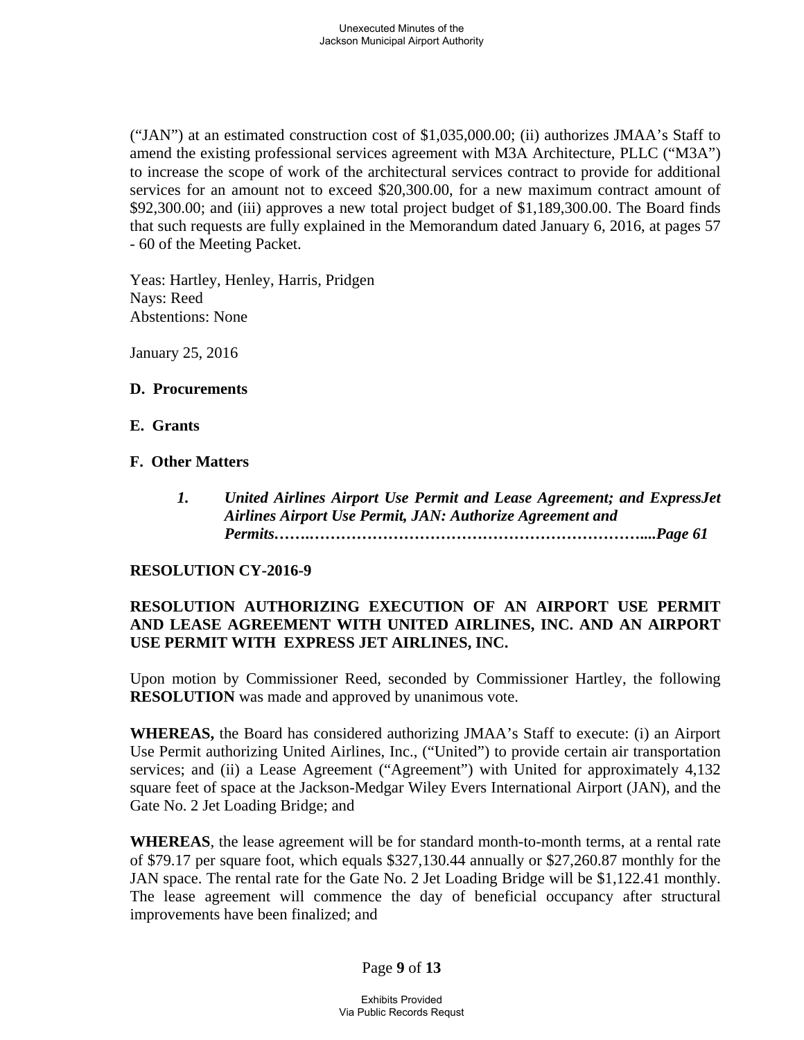("JAN") at an estimated construction cost of $1,035,000.00; (ii) authorizes JMAA's Staff to amend the existing professional services agreement with M3A Architecture, PLLC ("M3A") to increase the scope of work of the architectural services contract to provide for additional services for an amount not to exceed $20,300.00, for a new maximum contract amount of $92,300.00; and (iii) approves a new total project budget of $1,189,300.00. The Board finds that such requests are fully explained in the Memorandum dated January 6, 2016, at pages 57 - 60 of the Meeting Packet.

Yeas: Hartley, Henley, Harris, Pridgen
Nays: Reed
Abstentions: None

January 25, 2016

**D. Procurements**

**E. Grants**

**F. Other Matters**

***1. United Airlines Airport Use Permit and Lease Agreement; and ExpressJet Airlines Airport Use Permit, JAN: Authorize Agreement and Permits…….……………………………………………………….....Page 61***

**RESOLUTION CY-2016-9**

**RESOLUTION AUTHORIZING EXECUTION OF AN AIRPORT USE PERMIT AND LEASE AGREEMENT WITH UNITED AIRLINES, INC. AND AN AIRPORT USE PERMIT WITH EXPRESS JET AIRLINES, INC.**

Upon motion by Commissioner Reed, seconded by Commissioner Hartley, the following **RESOLUTION** was made and approved by unanimous vote.

**WHEREAS,** the Board has considered authorizing JMAA's Staff to execute: (i) an Airport Use Permit authorizing United Airlines, Inc., ("United") to provide certain air transportation services; and (ii) a Lease Agreement ("Agreement") with United for approximately 4,132 square feet of space at the Jackson-Medgar Wiley Evers International Airport (JAN), and the Gate No. 2 Jet Loading Bridge; and

**WHEREAS**, the lease agreement will be for standard month-to-month terms, at a rental rate of $79.17 per square foot, which equals $327,130.44 annually or $27,260.87 monthly for the JAN space. The rental rate for the Gate No. 2 Jet Loading Bridge will be $1,122.41 monthly. The lease agreement will commence the day of beneficial occupancy after structural improvements have been finalized; and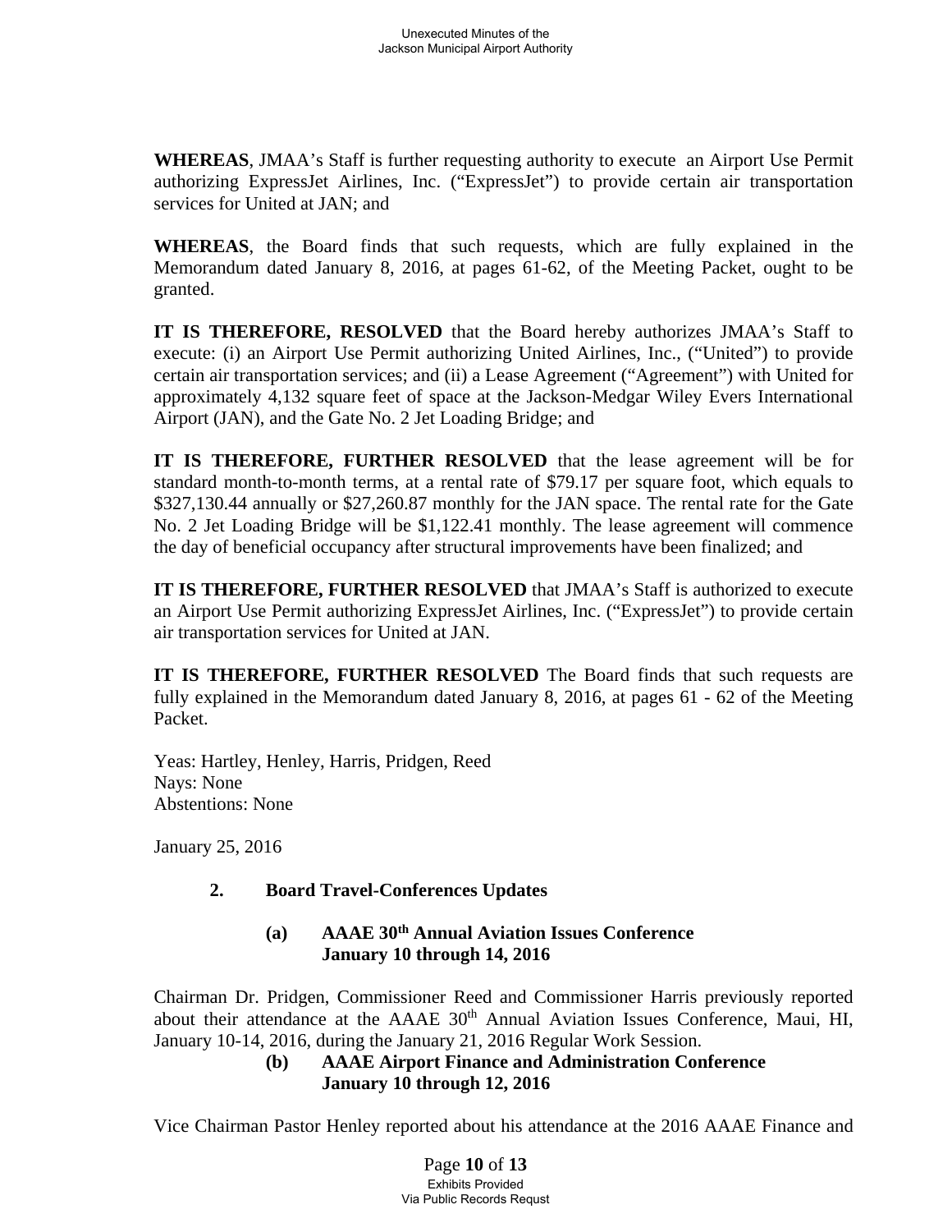**WHEREAS**, JMAA's Staff is further requesting authority to execute an Airport Use Permit authorizing ExpressJet Airlines, Inc. ("ExpressJet") to provide certain air transportation services for United at JAN; and

**WHEREAS**, the Board finds that such requests, which are fully explained in the Memorandum dated January 8, 2016, at pages 61-62, of the Meeting Packet, ought to be granted.

**IT IS THEREFORE, RESOLVED** that the Board hereby authorizes JMAA's Staff to execute: (i) an Airport Use Permit authorizing United Airlines, Inc., ("United") to provide certain air transportation services; and (ii) a Lease Agreement ("Agreement") with United for approximately 4,132 square feet of space at the Jackson-Medgar Wiley Evers International Airport (JAN), and the Gate No. 2 Jet Loading Bridge; and

**IT IS THEREFORE, FURTHER RESOLVED** that the lease agreement will be for standard month-to-month terms, at a rental rate of $79.17 per square foot, which equals to $327,130.44 annually or $27,260.87 monthly for the JAN space. The rental rate for the Gate No. 2 Jet Loading Bridge will be $1,122.41 monthly. The lease agreement will commence the day of beneficial occupancy after structural improvements have been finalized; and

**IT IS THEREFORE, FURTHER RESOLVED** that JMAA's Staff is authorized to execute an Airport Use Permit authorizing ExpressJet Airlines, Inc. ("ExpressJet") to provide certain air transportation services for United at JAN.

**IT IS THEREFORE, FURTHER RESOLVED** The Board finds that such requests are fully explained in the Memorandum dated January 8, 2016, at pages 61 - 62 of the Meeting Packet.

Yeas: Hartley, Henley, Harris, Pridgen, Reed
Nays: None
Abstentions: None

January 25, 2016

**2. Board Travel-Conferences Updates**

**(a) AAAE 30th Annual Aviation Issues Conference January 10 through 14, 2016**

Chairman Dr. Pridgen, Commissioner Reed and Commissioner Harris previously reported about their attendance at the AAAE 30th Annual Aviation Issues Conference, Maui, HI, January 10-14, 2016, during the January 21, 2016 Regular Work Session.

**(b) AAAE Airport Finance and Administration Conference January 10 through 12, 2016**

Vice Chairman Pastor Henley reported about his attendance at the 2016 AAAE Finance and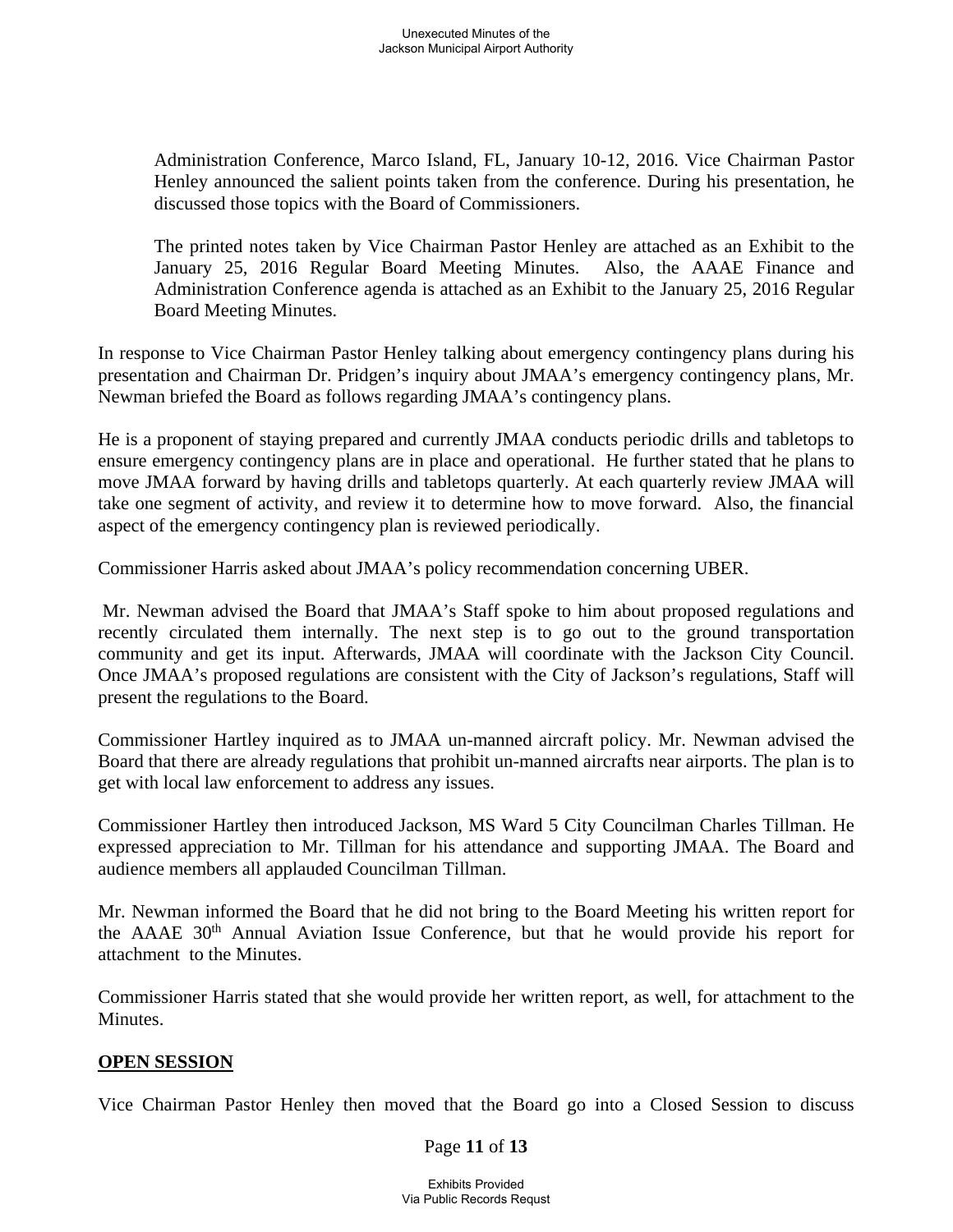Administration Conference, Marco Island, FL, January 10-12, 2016. Vice Chairman Pastor Henley announced the salient points taken from the conference. During his presentation, he discussed those topics with the Board of Commissioners.

The printed notes taken by Vice Chairman Pastor Henley are attached as an Exhibit to the January 25, 2016 Regular Board Meeting Minutes. Also, the AAAE Finance and Administration Conference agenda is attached as an Exhibit to the January 25, 2016 Regular Board Meeting Minutes.

In response to Vice Chairman Pastor Henley talking about emergency contingency plans during his presentation and Chairman Dr. Pridgen's inquiry about JMAA's emergency contingency plans, Mr. Newman briefed the Board as follows regarding JMAA's contingency plans.

He is a proponent of staying prepared and currently JMAA conducts periodic drills and tabletops to ensure emergency contingency plans are in place and operational. He further stated that he plans to move JMAA forward by having drills and tabletops quarterly. At each quarterly review JMAA will take one segment of activity, and review it to determine how to move forward. Also, the financial aspect of the emergency contingency plan is reviewed periodically.

Commissioner Harris asked about JMAA's policy recommendation concerning UBER.

Mr. Newman advised the Board that JMAA's Staff spoke to him about proposed regulations and recently circulated them internally. The next step is to go out to the ground transportation community and get its input. Afterwards, JMAA will coordinate with the Jackson City Council. Once JMAA's proposed regulations are consistent with the City of Jackson's regulations, Staff will present the regulations to the Board.

Commissioner Hartley inquired as to JMAA un-manned aircraft policy. Mr. Newman advised the Board that there are already regulations that prohibit un-manned aircrafts near airports. The plan is to get with local law enforcement to address any issues.

Commissioner Hartley then introduced Jackson, MS Ward 5 City Councilman Charles Tillman. He expressed appreciation to Mr. Tillman for his attendance and supporting JMAA. The Board and audience members all applauded Councilman Tillman.

Mr. Newman informed the Board that he did not bring to the Board Meeting his written report for the AAAE 30th Annual Aviation Issue Conference, but that he would provide his report for attachment to the Minutes.

Commissioner Harris stated that she would provide her written report, as well, for attachment to the Minutes.

**OPEN SESSION**

Vice Chairman Pastor Henley then moved that the Board go into a Closed Session to discuss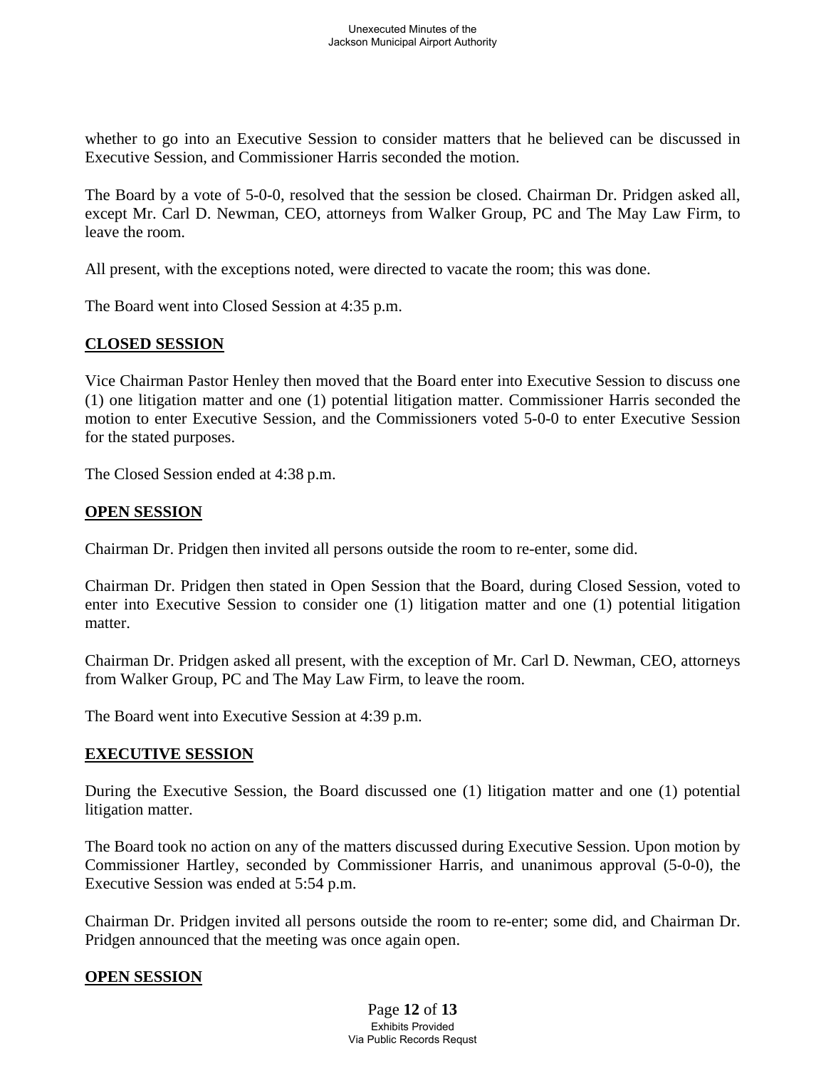whether to go into an Executive Session to consider matters that he believed can be discussed in Executive Session, and Commissioner Harris seconded the motion.

The Board by a vote of 5-0-0, resolved that the session be closed. Chairman Dr. Pridgen asked all, except Mr. Carl D. Newman, CEO, attorneys from Walker Group, PC and The May Law Firm, to leave the room.

All present, with the exceptions noted, were directed to vacate the room; this was done.

The Board went into Closed Session at 4:35 p.m.

**CLOSED SESSION**

Vice Chairman Pastor Henley then moved that the Board enter into Executive Session to discuss one (1) one litigation matter and one (1) potential litigation matter. Commissioner Harris seconded the motion to enter Executive Session, and the Commissioners voted 5-0-0 to enter Executive Session for the stated purposes.

The Closed Session ended at 4:38 p.m.

**OPEN SESSION**

Chairman Dr. Pridgen then invited all persons outside the room to re-enter, some did.

Chairman Dr. Pridgen then stated in Open Session that the Board, during Closed Session, voted to enter into Executive Session to consider one (1) litigation matter and one (1) potential litigation matter.

Chairman Dr. Pridgen asked all present, with the exception of Mr. Carl D. Newman, CEO, attorneys from Walker Group, PC and The May Law Firm, to leave the room.

The Board went into Executive Session at 4:39 p.m.

**EXECUTIVE SESSION**

During the Executive Session, the Board discussed one (1) litigation matter and one (1) potential litigation matter.

The Board took no action on any of the matters discussed during Executive Session. Upon motion by Commissioner Hartley, seconded by Commissioner Harris, and unanimous approval (5-0-0), the Executive Session was ended at 5:54 p.m.

Chairman Dr. Pridgen invited all persons outside the room to re-enter; some did, and Chairman Dr. Pridgen announced that the meeting was once again open.

**OPEN SESSION**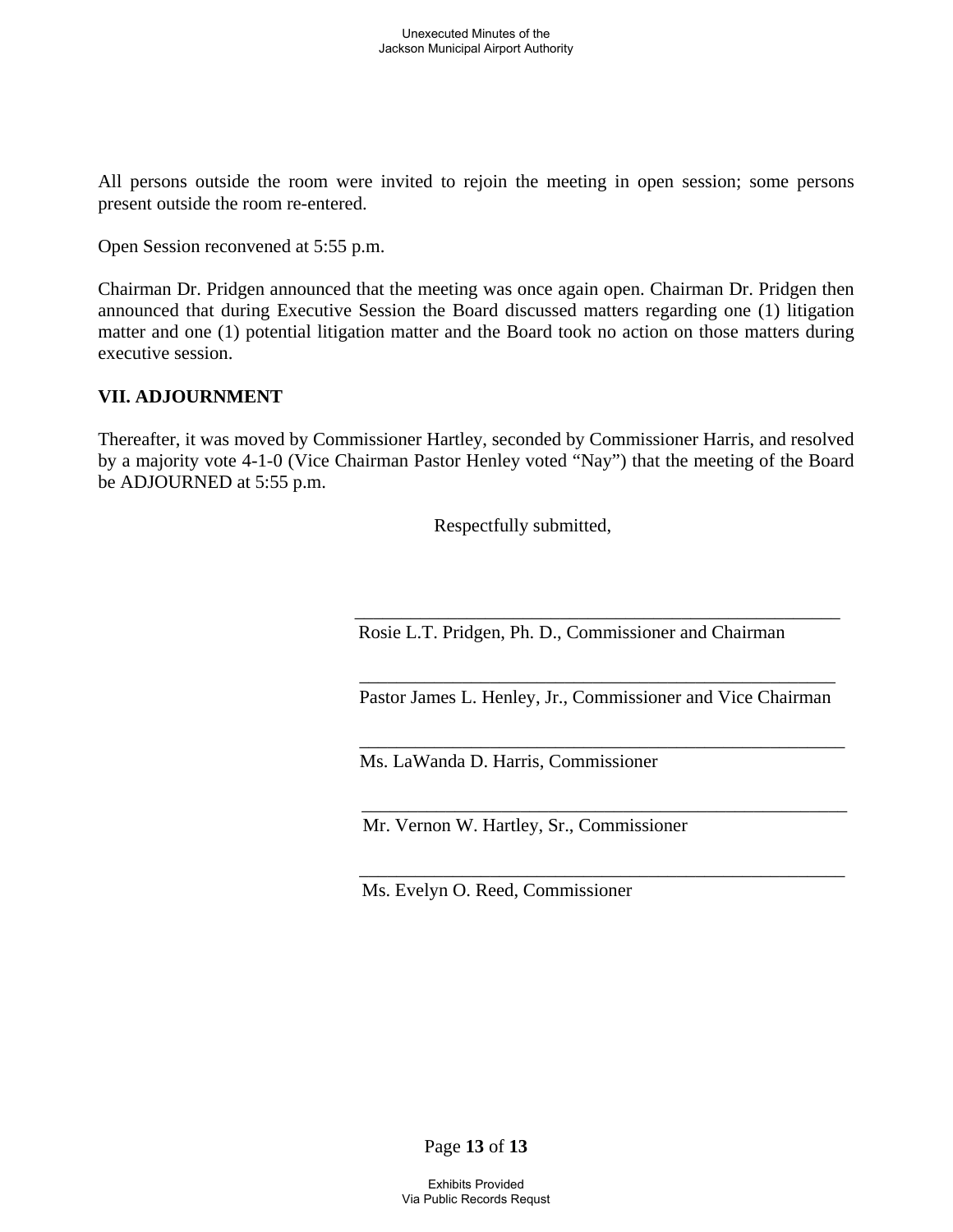All persons outside the room were invited to rejoin the meeting in open session; some persons present outside the room re-entered.

Open Session reconvened at 5:55 p.m.

Chairman Dr. Pridgen announced that the meeting was once again open. Chairman Dr. Pridgen then announced that during Executive Session the Board discussed matters regarding one (1) litigation matter and one (1) potential litigation matter and the Board took no action on those matters during executive session.

**VII. ADJOURNMENT**

Thereafter, it was moved by Commissioner Hartley, seconded by Commissioner Harris, and resolved by a majority vote 4-1-0 (Vice Chairman Pastor Henley voted “Nay”) that the meeting of the Board be ADJOURNED at 5:55 p.m.

Respectfully submitted,

\_\_\_\_\_\_\_\_\_\_\_\_\_\_\_\_\_\_\_\_\_\_\_\_\_\_\_\_\_\_\_\_\_\_\_\_\_\_\_\_\_\_\_\_\_\_\_\_\_\_
Rosie L.T. Pridgen, Ph. D., Commissioner and Chairman

\_\_\_\_\_\_\_\_\_\_\_\_\_\_\_\_\_\_\_\_\_\_\_\_\_\_\_\_\_\_\_\_\_\_\_\_\_\_\_\_\_\_\_\_\_\_\_\_\_\_
Pastor James L. Henley, Jr., Commissioner and Vice Chairman

\_\_\_\_\_\_\_\_\_\_\_\_\_\_\_\_\_\_\_\_\_\_\_\_\_\_\_\_\_\_\_\_\_\_\_\_\_\_\_\_\_\_\_\_\_\_\_\_\_\_
Ms. LaWanda D. Harris, Commissioner

\_\_\_\_\_\_\_\_\_\_\_\_\_\_\_\_\_\_\_\_\_\_\_\_\_\_\_\_\_\_\_\_\_\_\_\_\_\_\_\_\_\_\_\_\_\_\_\_\_\_
Mr. Vernon W. Hartley, Sr., Commissioner

\_\_\_\_\_\_\_\_\_\_\_\_\_\_\_\_\_\_\_\_\_\_\_\_\_\_\_\_\_\_\_\_\_\_\_\_\_\_\_\_\_\_\_\_\_\_\_\_\_\_
Ms. Evelyn O. Reed, Commissioner